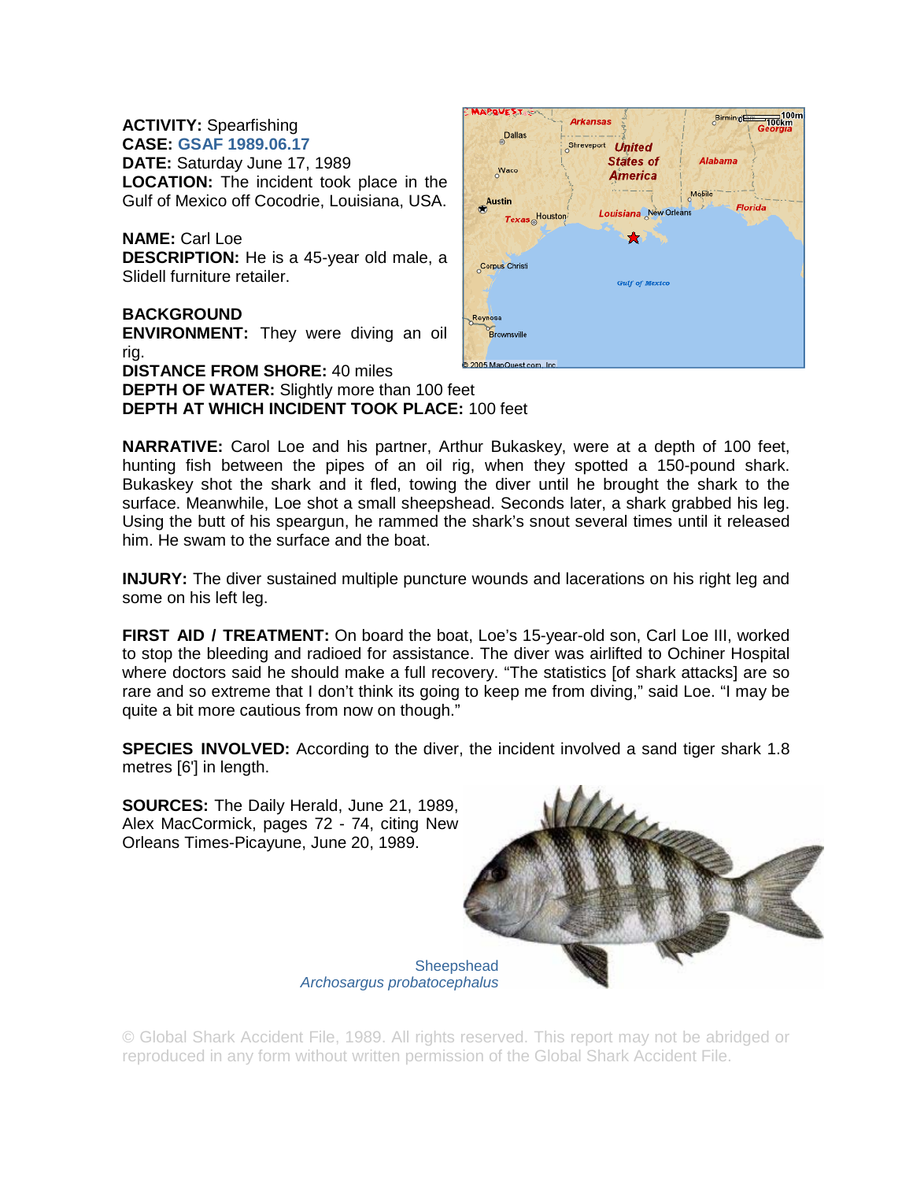**ACTIVITY:** Spearfishing
**CASE:** GSAF 1989.06.17
**DATE:** Saturday June 17, 1989
**LOCATION:** The incident took place in the Gulf of Mexico off Cocodrie, Louisiana, USA.

**NAME:** Carl Loe
**DESCRIPTION:** He is a 45-year old male, a Slidell furniture retailer.

**BACKGROUND**
**ENVIRONMENT:** They were diving an oil rig.
**DISTANCE FROM SHORE:** 40 miles
**DEPTH OF WATER:** Slightly more than 100 feet
**DEPTH AT WHICH INCIDENT TOOK PLACE:** 100 feet

**NARRATIVE:** Carol Loe and his partner, Arthur Bukaskey, were at a depth of 100 feet, hunting fish between the pipes of an oil rig, when they spotted a 150-pound shark. Bukaskey shot the shark and it fled, towing the diver until he brought the shark to the surface. Meanwhile, Loe shot a small sheepshead. Seconds later, a shark grabbed his leg. Using the butt of his speargun, he rammed the shark's snout several times until it released him. He swam to the surface and the boat.

**INJURY:** The diver sustained multiple puncture wounds and lacerations on his right leg and some on his left leg.

**FIRST AID / TREATMENT:** On board the boat, Loe's 15-year-old son, Carl Loe III, worked to stop the bleeding and radioed for assistance. The diver was airlifted to Ochiner Hospital where doctors said he should make a full recovery. "The statistics [of shark attacks] are so rare and so extreme that I don't think its going to keep me from diving," said Loe. "I may be quite a bit more cautious from now on though."

**SPECIES INVOLVED:** According to the diver, the incident involved a sand tiger shark 1.8 metres [6'] in length.

**SOURCES:** The Daily Herald, June 21, 1989, Alex MacCormick, pages 72 - 74, citing New Orleans Times-Picayune, June 20, 1989.

Sheepshead
*Archosargus probatocephalus*

© Global Shark Accident File, 1989. All rights reserved. This report may not be abridged or reproduced in any form without written permission of the Global Shark Accident File.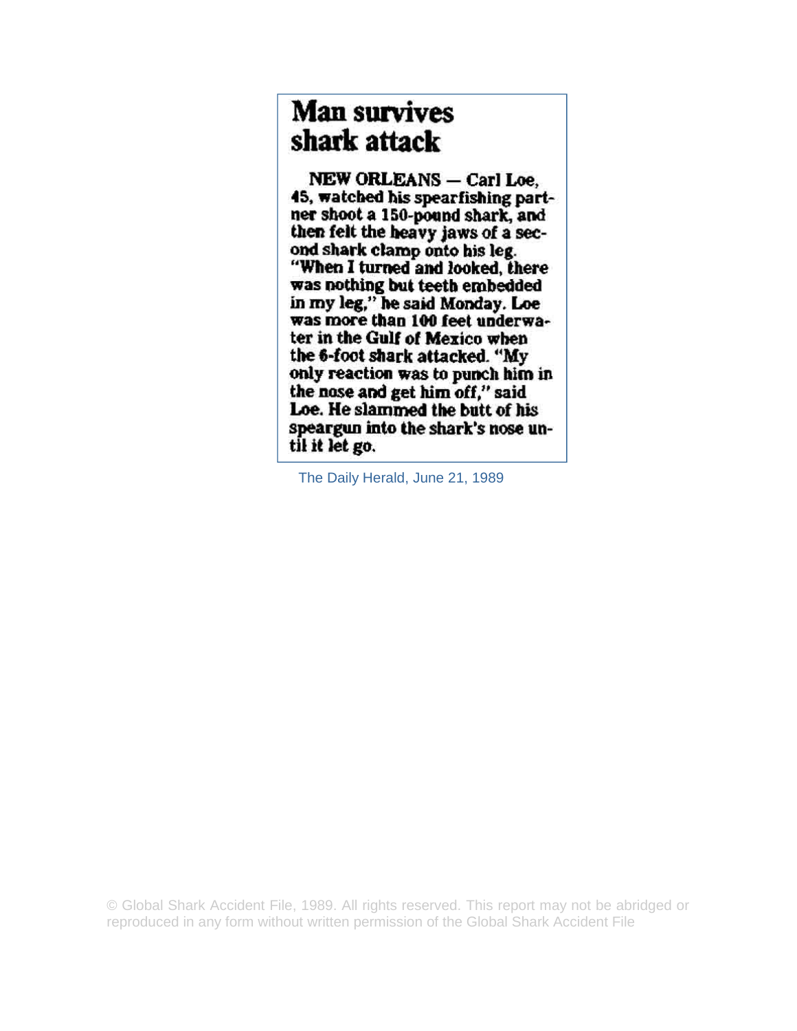# Man survives shark attack

**NEW ORLEANS** — Carl Loe, 45, watched his spearfishing partner shoot a 150-pound shark, and then felt the heavy jaws of a second shark clamp onto his leg. "When I turned and looked, there was nothing but teeth embedded in my leg," he said Monday. Loe was more than 100 feet underwater in the Gulf of Mexico when the 6-foot shark attacked. "My only reaction was to punch him in the nose and get him off," said Loe. He slammed the butt of his speargun into the shark's nose until it let go.

The Daily Herald, June 21, 1989

© Global Shark Accident File, 1989. All rights reserved. This report may not be abridged or reproduced in any form without written permission of the Global Shark Accident File